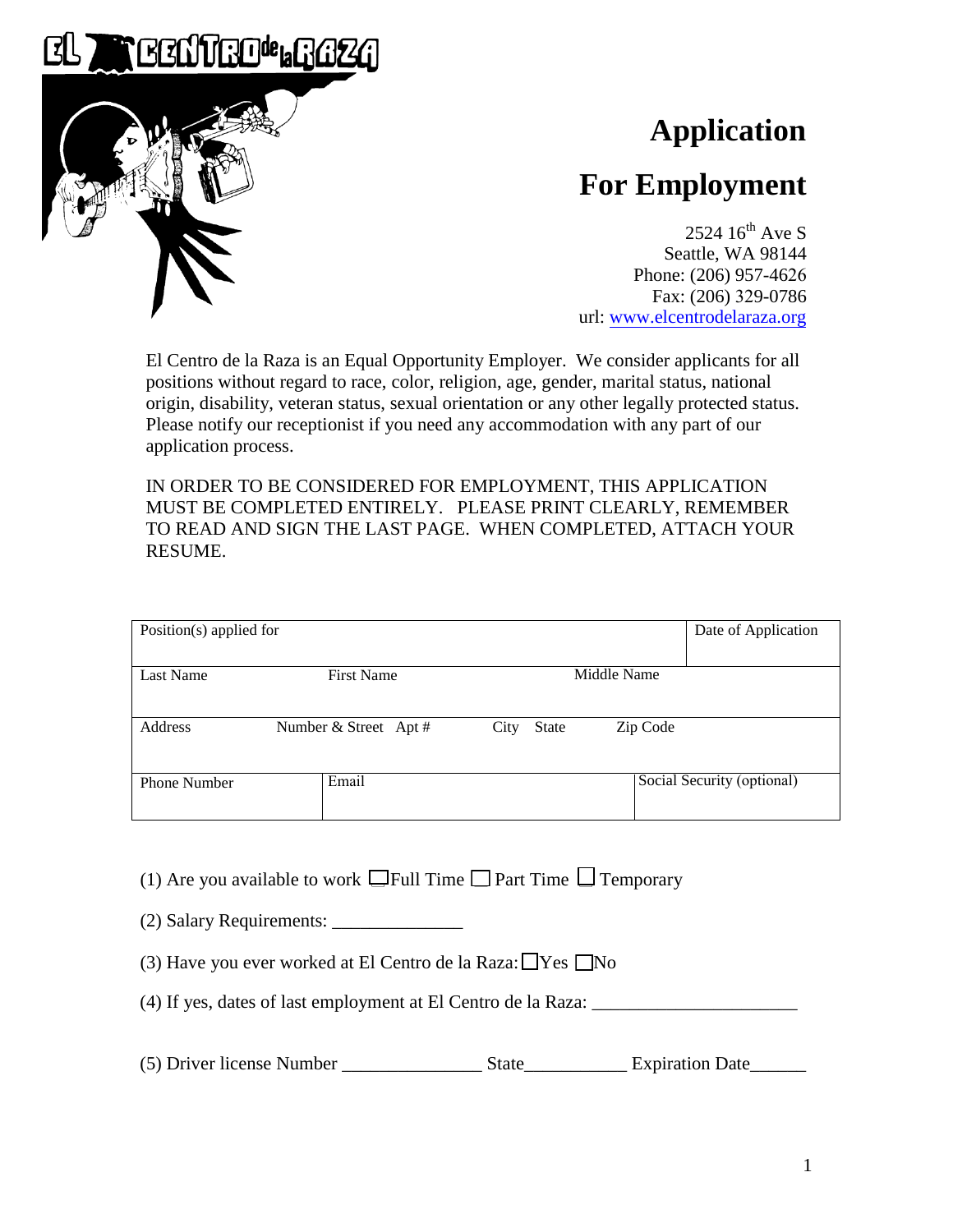EL CENTRO de la RAZA

# Application

# For Employment

2524 16th Ave S
Seattle, WA 98144
Phone: (206) 957-4626
Fax: (206) 329-0786
url: www.elcentrodelaraza.org

El Centro de la Raza is an Equal Opportunity Employer. We consider applicants for all positions without regard to race, color, religion, age, gender, marital status, national origin, disability, veteran status, sexual orientation or any other legally protected status. Please notify our receptionist if you need any accommodation with any part of our application process.

IN ORDER TO BE CONSIDERED FOR EMPLOYMENT, THIS APPLICATION MUST BE COMPLETED ENTIRELY. PLEASE PRINT CLEARLY, REMEMBER TO READ AND SIGN THE LAST PAGE. WHEN COMPLETED, ATTACH YOUR RESUME.

| | | | | | |
|---|---|---|---|---|---|
| Position(s) applied for | | | | | Date of Application |
| Last Name | First Name | | Middle Name | | |
| Address | Number & Street Apt # | City | State | Zip Code | |
| Phone Number | Email | | | Social Security (optional) | |

(1) Are you available to work ☐ Full Time ☐ Part Time ☐ Temporary

(2) Salary Requirements: ______________

(3) Have you ever worked at El Centro de la Raza: ☐ Yes ☐ No

(4) If yes, dates of last employment at El Centro de la Raza: ______________________

(5) Driver license Number _______________ State___________ Expiration Date______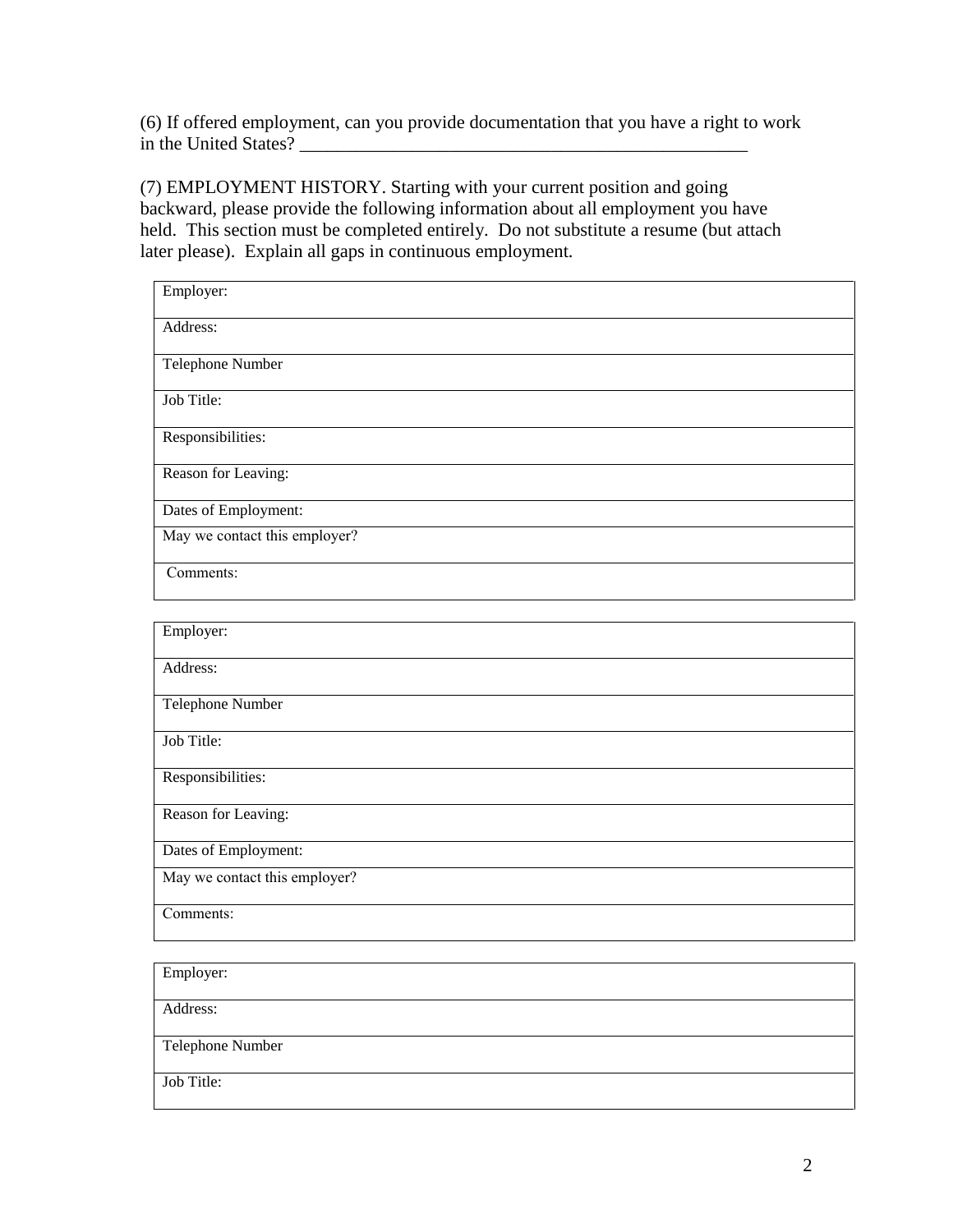(6) If offered employment, can you provide documentation that you have a right to work in the United States? ___________________________________________________

(7) EMPLOYMENT HISTORY. Starting with your current position and going backward, please provide the following information about all employment you have held. This section must be completed entirely. Do not substitute a resume (but attach later please). Explain all gaps in continuous employment.

| Employer: |
|---|
| Address: |
| Telephone Number |
| Job Title: |
| Responsibilities: |
| Reason for Leaving: |
| Dates of Employment: |
| May we contact this employer? |
| Comments: |

| Employer: |
|---|
| Address: |
| Telephone Number |
| Job Title: |
| Responsibilities: |
| Reason for Leaving: |
| Dates of Employment: |
| May we contact this employer? |
| Comments: |

| Employer: |
|---|
| Address: |
| Telephone Number |
| Job Title: |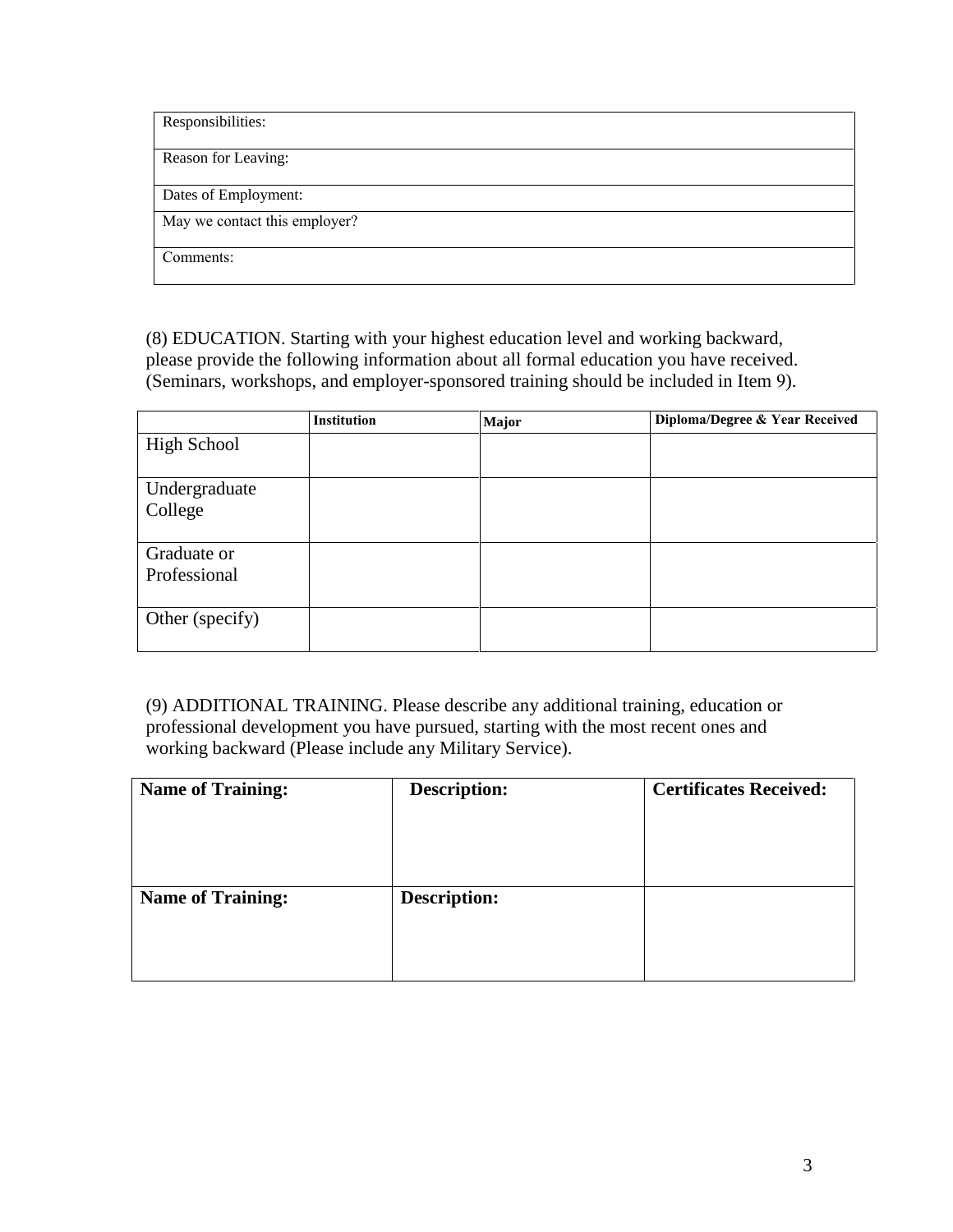| |
|---|
| Responsibilities: |
| Reason for Leaving: |
| Dates of Employment: |
| May we contact this employer? |
| Comments: |

(8) EDUCATION. Starting with your highest education level and working backward, please provide the following information about all formal education you have received. (Seminars, workshops, and employer-sponsored training should be included in Item 9).

| | **Institution** | **Major** | **Diploma/Degree & Year Received** |
|---|---|---|---|
| High School | | | |
| Undergraduate College | | | |
| Graduate or Professional | | | |
| Other (specify) | | | |

(9) ADDITIONAL TRAINING. Please describe any additional training, education or professional development you have pursued, starting with the most recent ones and working backward (Please include any Military Service).

| | | |
|---|---|---|
| **Name of Training:** | **Description:** | **Certificates Received:** |
| **Name of Training:** | **Description:** | |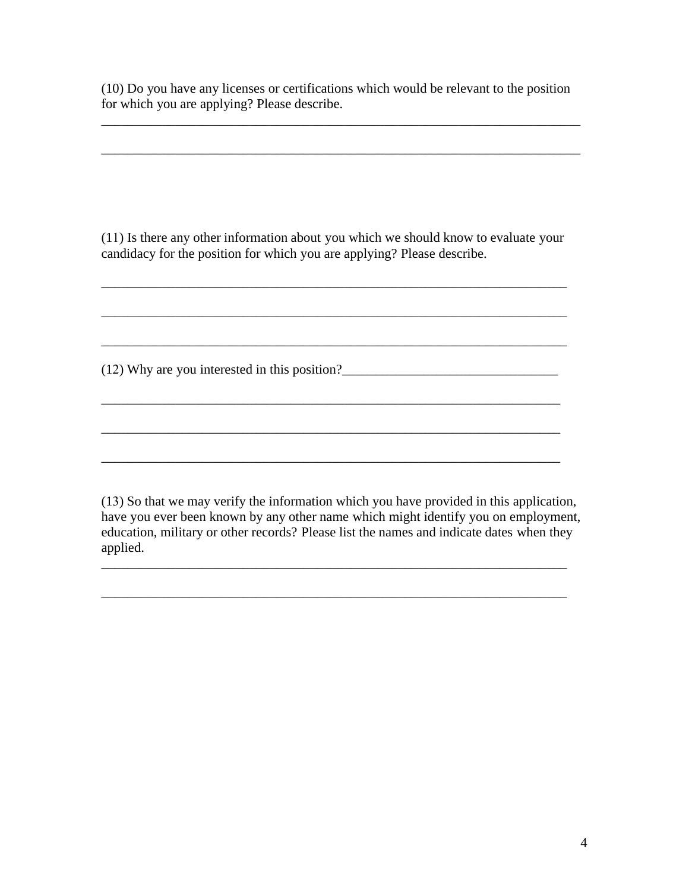(10) Do you have any licenses or certifications which would be relevant to the position for which you are applying? Please describe.

___________________________________________________________________________

___________________________________________________________________________

(11) Is there any other information about you which we should know to evaluate your candidacy for the position for which you are applying? Please describe.

_________________________________________________________________________

_________________________________________________________________________

_________________________________________________________________________

(12) Why are you interested in this position?_________________________________

________________________________________________________________________

________________________________________________________________________

________________________________________________________________________

(13) So that we may verify the information which you have provided in this application, have you ever been known by any other name which might identify you on employment, education, military or other records? Please list the names and indicate dates when they applied.

_________________________________________________________________________

_________________________________________________________________________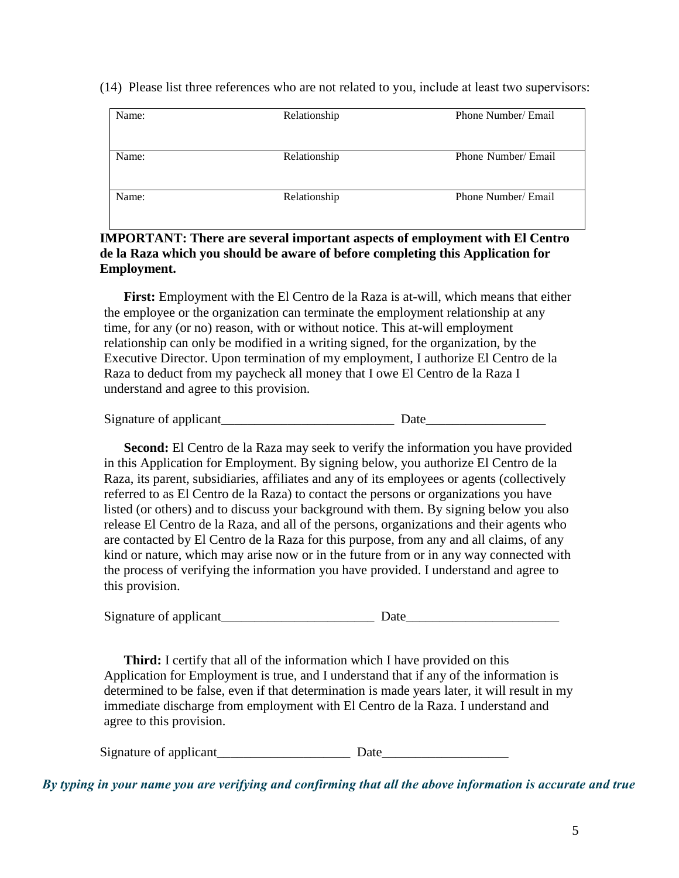(14) Please list three references who are not related to you, include at least two supervisors:

| | | |
|---|---|---|
| Name: | Relationship | Phone Number/ Email |
| Name: | Relationship | Phone Number/ Email |
| Name: | Relationship | Phone Number/ Email |

**IMPORTANT: There are several important aspects of employment with El Centro de la Raza which you should be aware of before completing this Application for Employment.**

**First:** Employment with the El Centro de la Raza is at-will, which means that either the employee or the organization can terminate the employment relationship at any time, for any (or no) reason, with or without notice. This at-will employment relationship can only be modified in a writing signed, for the organization, by the Executive Director. Upon termination of my employment, I authorize El Centro de la Raza to deduct from my paycheck all money that I owe El Centro de la Raza I understand and agree to this provision.

Signature of applicant__________________________ Date_________________

**Second:** El Centro de la Raza may seek to verify the information you have provided in this Application for Employment. By signing below, you authorize El Centro de la Raza, its parent, subsidiaries, affiliates and any of its employees or agents (collectively referred to as El Centro de la Raza) to contact the persons or organizations you have listed (or others) and to discuss your background with them. By signing below you also release El Centro de la Raza, and all of the persons, organizations and their agents who are contacted by El Centro de la Raza for this purpose, from any and all claims, of any kind or nature, which may arise now or in the future from or in any way connected with the process of verifying the information you have provided. I understand and agree to this provision.

Signature of applicant_______________________ Date______________________

**Third:** I certify that all of the information which I have provided on this Application for Employment is true, and I understand that if any of the information is determined to be false, even if that determination is made years later, it will result in my immediate discharge from employment with El Centro de la Raza. I understand and agree to this provision.

Signature of applicant___________________ Date__________________

***By typing in your name you are verifying and confirming that all the above information is accurate and true***